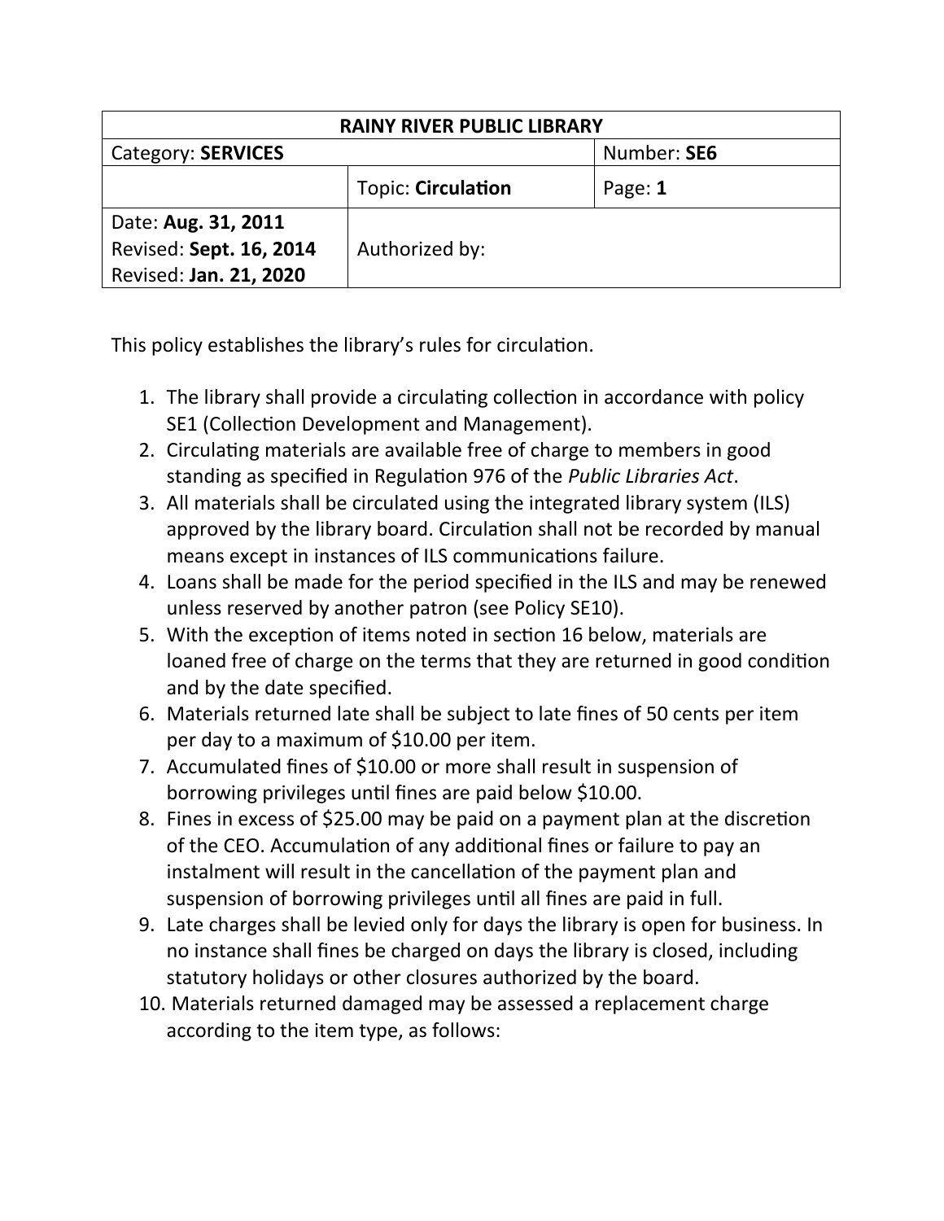| RAINY RIVER PUBLIC LIBRARY | | |
|---|---|---|
| Category: **SERVICES** | | Number: **SE6** |
| | Topic: **Circulation** | Page: **1** |
| Date: **Aug. 31, 2011**<br>Revised: **Sept. 16, 2014**<br>Revised: **Jan. 21, 2020** | Authorized by: | |

This policy establishes the library's rules for circulation.

1. The library shall provide a circulating collection in accordance with policy SE1 (Collection Development and Management).
2. Circulating materials are available free of charge to members in good standing as specified in Regulation 976 of the *Public Libraries Act*.
3. All materials shall be circulated using the integrated library system (ILS) approved by the library board. Circulation shall not be recorded by manual means except in instances of ILS communications failure.
4. Loans shall be made for the period specified in the ILS and may be renewed unless reserved by another patron (see Policy SE10).
5. With the exception of items noted in section 16 below, materials are loaned free of charge on the terms that they are returned in good condition and by the date specified.
6. Materials returned late shall be subject to late fines of 50 cents per item per day to a maximum of $10.00 per item.
7. Accumulated fines of $10.00 or more shall result in suspension of borrowing privileges until fines are paid below $10.00.
8. Fines in excess of $25.00 may be paid on a payment plan at the discretion of the CEO. Accumulation of any additional fines or failure to pay an instalment will result in the cancellation of the payment plan and suspension of borrowing privileges until all fines are paid in full.
9. Late charges shall be levied only for days the library is open for business. In no instance shall fines be charged on days the library is closed, including statutory holidays or other closures authorized by the board.
10. Materials returned damaged may be assessed a replacement charge according to the item type, as follows: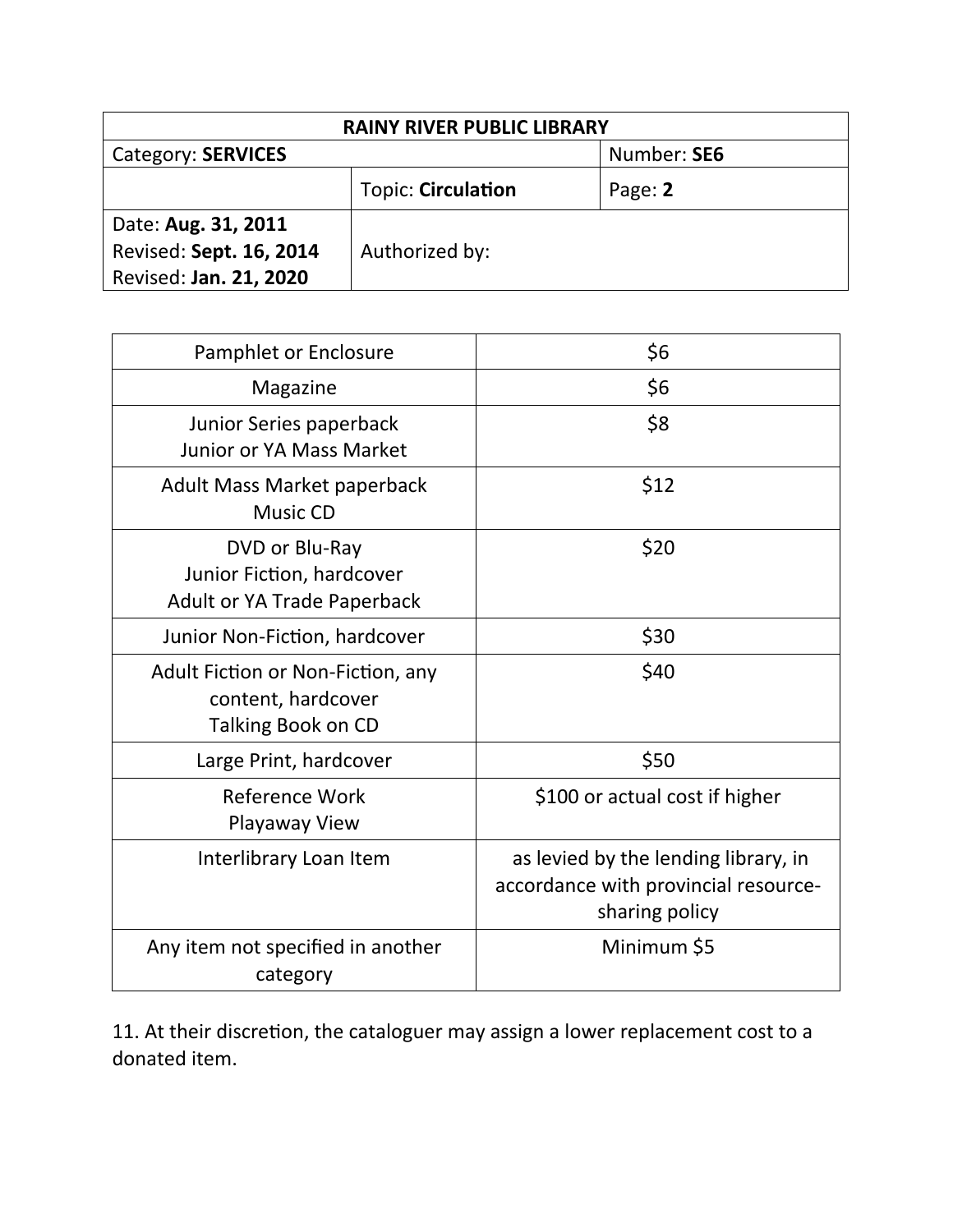| Pamphlet or Enclosure | $6 |
| --- | --- |
| Magazine | $6 |
| Junior Series paperback<br>Junior or YA Mass Market | $8 |
| Adult Mass Market paperback<br>Music CD | $12 |
| DVD or Blu-Ray<br>Junior Fiction, hardcover<br>Adult or YA Trade Paperback | $20 |
| Junior Non-Fiction, hardcover | $30 |
| Adult Fiction or Non-Fiction, any content, hardcover<br>Talking Book on CD | $40 |
| Large Print, hardcover | $50 |
| Reference Work<br>Playaway View | $100 or actual cost if higher |
| Interlibrary Loan Item | as levied by the lending library, in accordance with provincial resource-sharing policy |
| Any item not specified in another category | Minimum $5 |

11. At their discretion, the cataloguer may assign a lower replacement cost to a donated item.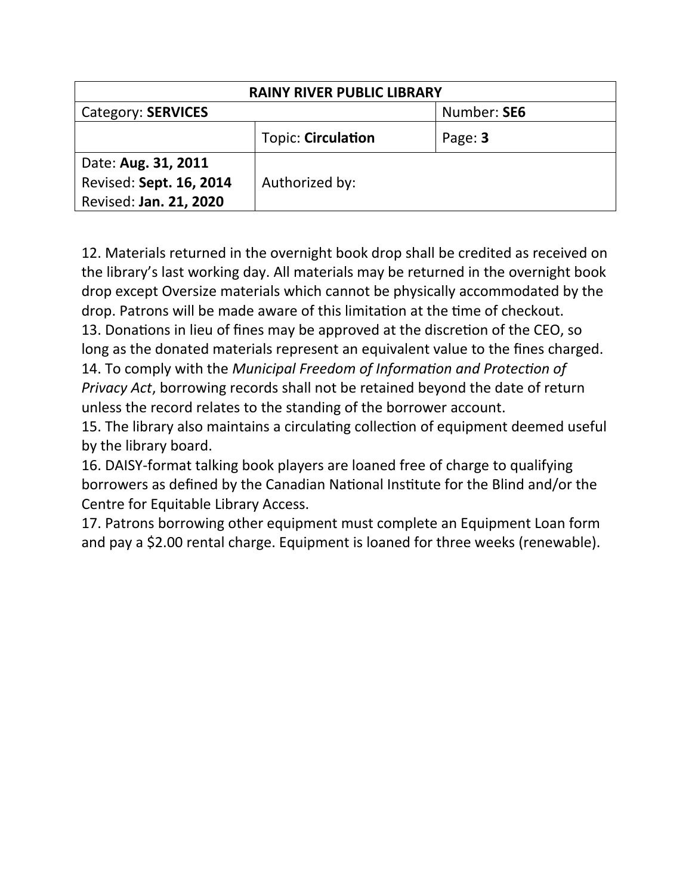| RAINY RIVER PUBLIC LIBRARY | | |
|---|---|---|
| Category: **SERVICES** | | Number: **SE6** |
| | Topic: **Circulation** | Page: **3** |
| Date: **Aug. 31, 2011**<br>Revised: **Sept. 16, 2014**<br>Revised: **Jan. 21, 2020** | Authorized by: | |

12. Materials returned in the overnight book drop shall be credited as received on the library's last working day. All materials may be returned in the overnight book drop except Oversize materials which cannot be physically accommodated by the drop. Patrons will be made aware of this limitation at the time of checkout.
13. Donations in lieu of fines may be approved at the discretion of the CEO, so long as the donated materials represent an equivalent value to the fines charged.
14. To comply with the *Municipal Freedom of Information and Protection of Privacy Act*, borrowing records shall not be retained beyond the date of return unless the record relates to the standing of the borrower account.
15. The library also maintains a circulating collection of equipment deemed useful by the library board.
16. DAISY-format talking book players are loaned free of charge to qualifying borrowers as defined by the Canadian National Institute for the Blind and/or the Centre for Equitable Library Access.
17. Patrons borrowing other equipment must complete an Equipment Loan form and pay a $2.00 rental charge. Equipment is loaned for three weeks (renewable).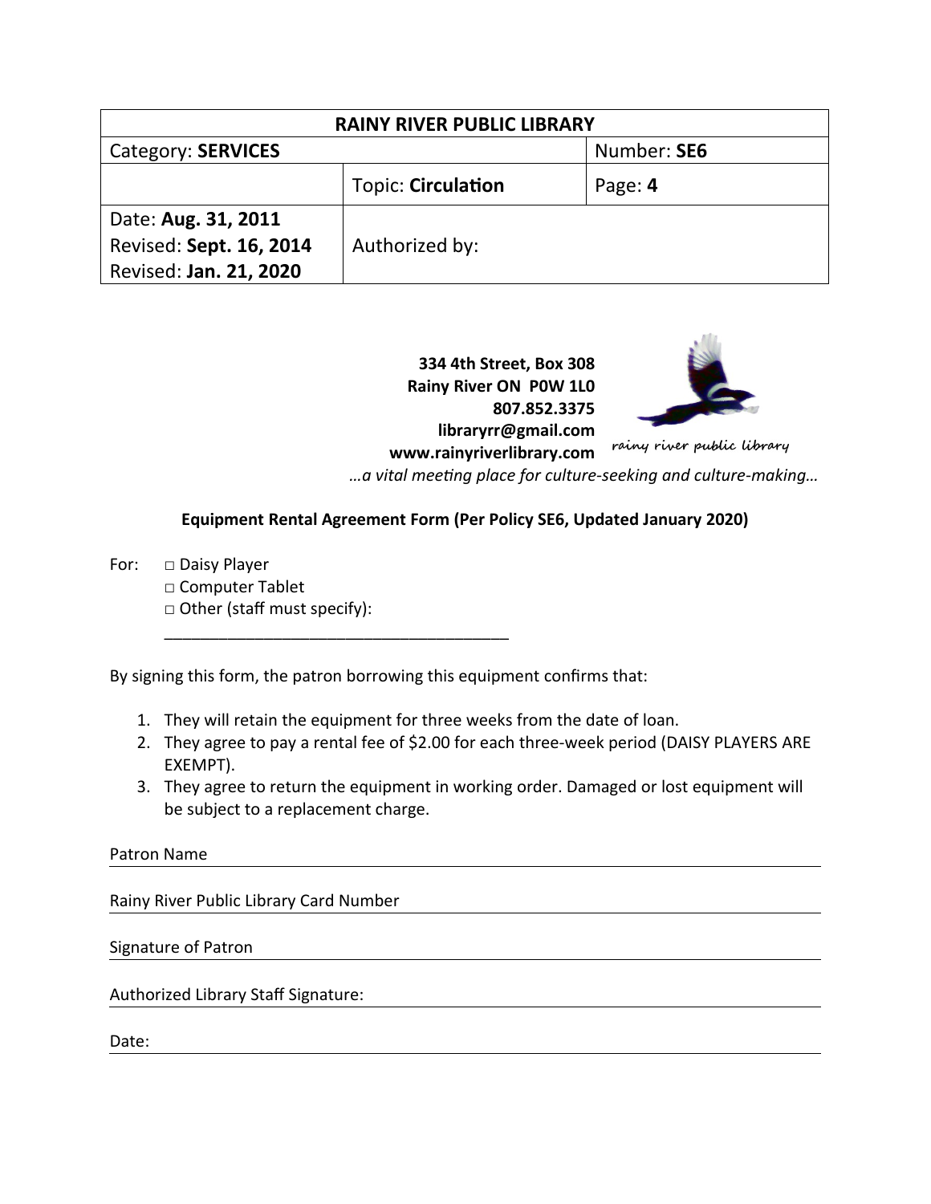| RAINY RIVER PUBLIC LIBRARY | | |
| --- | --- | --- |
| Category: **SERVICES** | | Number: **SE6** |
| | Topic: **Circulation** | Page: **4** |
| Date: **Aug. 31, 2011**<br>Revised: **Sept. 16, 2014**<br>Revised: **Jan. 21, 2020** | Authorized by: | |

**334 4th Street, Box 308**
**Rainy River ON P0W 1L0**
**807.852.3375**
**libraryrr@gmail.com**
**www.rainyriverlibrary.com**

rainy river public library

*…a vital meeting place for culture-seeking and culture-making…*

**Equipment Rental Agreement Form (Per Policy SE6, Updated January 2020)**

For:
- □ Daisy Player
- □ Computer Tablet
- □ Other (staff must specify): _______________________________________

By signing this form, the patron borrowing this equipment confirms that:

1. They will retain the equipment for three weeks from the date of loan.
2. They agree to pay a rental fee of $2.00 for each three-week period (DAISY PLAYERS ARE EXEMPT).
3. They agree to return the equipment in working order. Damaged or lost equipment will be subject to a replacement charge.

Patron Name _______________________________________

Rainy River Public Library Card Number _______________________________________

Signature of Patron _______________________________________

Authorized Library Staff Signature: _______________________________________

Date: _______________________________________